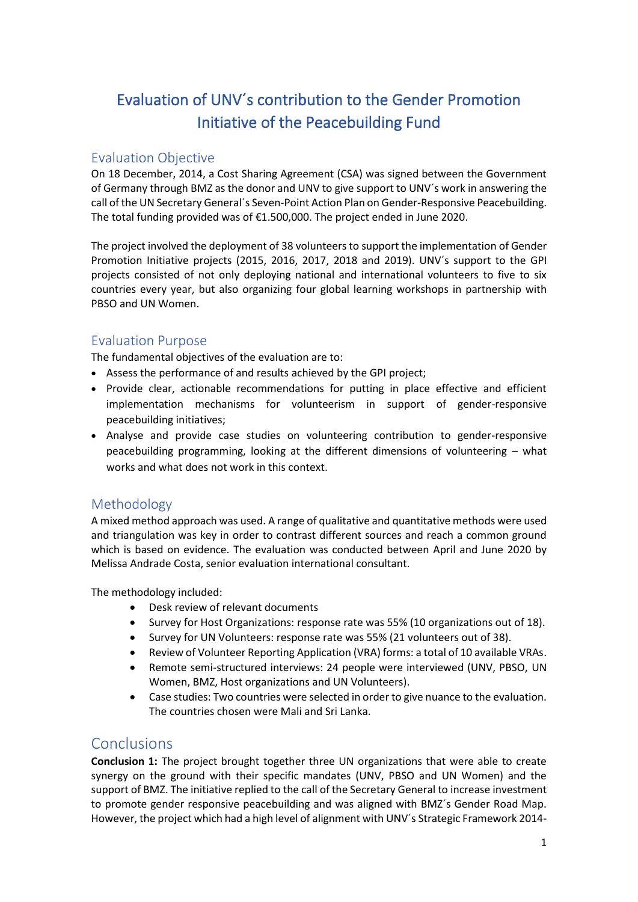# Evaluation of UNV´s contribution to the Gender Promotion Initiative of the Peacebuilding Fund

## Evaluation Objective

On 18 December, 2014, a Cost Sharing Agreement (CSA) was signed between the Government of Germany through BMZ as the donor and UNV to give support to UNV´s work in answering the call of the UN Secretary General´s Seven-Point Action Plan on Gender-Responsive Peacebuilding. The total funding provided was of €1.500,000. The project ended in June 2020.

The project involved the deployment of 38 volunteers to support the implementation of Gender Promotion Initiative projects (2015, 2016, 2017, 2018 and 2019). UNV´s support to the GPI projects consisted of not only deploying national and international volunteers to five to six countries every year, but also organizing four global learning workshops in partnership with PBSO and UN Women.

## Evaluation Purpose

The fundamental objectives of the evaluation are to:

- Assess the performance of and results achieved by the GPI project;
- Provide clear, actionable recommendations for putting in place effective and efficient implementation mechanisms for volunteerism in support of gender-responsive peacebuilding initiatives;
- Analyse and provide case studies on volunteering contribution to gender-responsive peacebuilding programming, looking at the different dimensions of volunteering – what works and what does not work in this context.

## Methodology

A mixed method approach was used. A range of qualitative and quantitative methods were used and triangulation was key in order to contrast different sources and reach a common ground which is based on evidence. The evaluation was conducted between April and June 2020 by Melissa Andrade Costa, senior evaluation international consultant.

The methodology included:

- Desk review of relevant documents
- Survey for Host Organizations: response rate was 55% (10 organizations out of 18).
- Survey for UN Volunteers: response rate was 55% (21 volunteers out of 38).
- Review of Volunteer Reporting Application (VRA) forms: a total of 10 available VRAs.
- Remote semi-structured interviews: 24 people were interviewed (UNV, PBSO, UN Women, BMZ, Host organizations and UN Volunteers).
- Case studies: Two countries were selected in order to give nuance to the evaluation. The countries chosen were Mali and Sri Lanka.

## Conclusions

**Conclusion 1:** The project brought together three UN organizations that were able to create synergy on the ground with their specific mandates (UNV, PBSO and UN Women) and the support of BMZ. The initiative replied to the call of the Secretary General to increase investment to promote gender responsive peacebuilding and was aligned with BMZ´s Gender Road Map. However, the project which had a high level of alignment with UNV´s Strategic Framework 2014-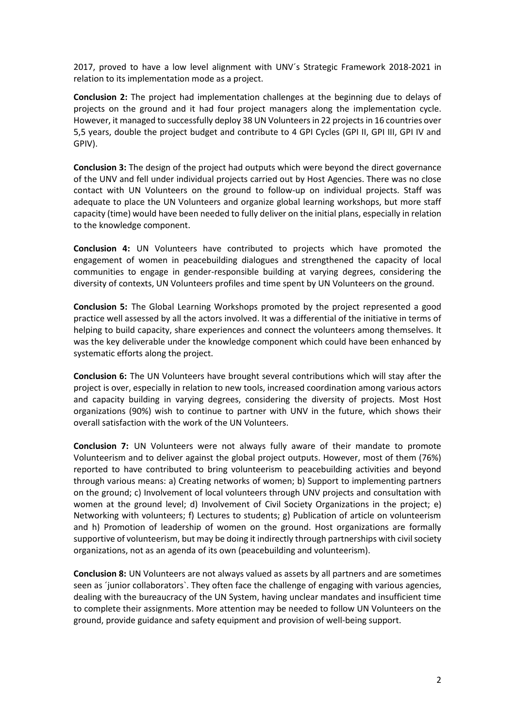2017, proved to have a low level alignment with UNV´s Strategic Framework 2018-2021 in relation to its implementation mode as a project.

**Conclusion 2:** The project had implementation challenges at the beginning due to delays of projects on the ground and it had four project managers along the implementation cycle. However, it managed to successfully deploy 38 UN Volunteers in 22 projects in 16 countries over 5,5 years, double the project budget and contribute to 4 GPI Cycles (GPI II, GPI III, GPI IV and GPIV).

**Conclusion 3:** The design of the project had outputs which were beyond the direct governance of the UNV and fell under individual projects carried out by Host Agencies. There was no close contact with UN Volunteers on the ground to follow-up on individual projects. Staff was adequate to place the UN Volunteers and organize global learning workshops, but more staff capacity (time) would have been needed to fully deliver on the initial plans, especially in relation to the knowledge component.

**Conclusion 4:** UN Volunteers have contributed to projects which have promoted the engagement of women in peacebuilding dialogues and strengthened the capacity of local communities to engage in gender-responsible building at varying degrees, considering the diversity of contexts, UN Volunteers profiles and time spent by UN Volunteers on the ground.

**Conclusion 5:** The Global Learning Workshops promoted by the project represented a good practice well assessed by all the actors involved. It was a differential of the initiative in terms of helping to build capacity, share experiences and connect the volunteers among themselves. It was the key deliverable under the knowledge component which could have been enhanced by systematic efforts along the project.

**Conclusion 6:** The UN Volunteers have brought several contributions which will stay after the project is over, especially in relation to new tools, increased coordination among various actors and capacity building in varying degrees, considering the diversity of projects. Most Host organizations (90%) wish to continue to partner with UNV in the future, which shows their overall satisfaction with the work of the UN Volunteers.

**Conclusion 7:** UN Volunteers were not always fully aware of their mandate to promote Volunteerism and to deliver against the global project outputs. However, most of them (76%) reported to have contributed to bring volunteerism to peacebuilding activities and beyond through various means: a) Creating networks of women; b) Support to implementing partners on the ground; c) Involvement of local volunteers through UNV projects and consultation with women at the ground level; d) Involvement of Civil Society Organizations in the project; e) Networking with volunteers; f) Lectures to students; g) Publication of article on volunteerism and h) Promotion of leadership of women on the ground. Host organizations are formally supportive of volunteerism, but may be doing it indirectly through partnerships with civil society organizations, not as an agenda of its own (peacebuilding and volunteerism).

**Conclusion 8:** UN Volunteers are not always valued as assets by all partners and are sometimes seen as ´junior collaborators`. They often face the challenge of engaging with various agencies, dealing with the bureaucracy of the UN System, having unclear mandates and insufficient time to complete their assignments. More attention may be needed to follow UN Volunteers on the ground, provide guidance and safety equipment and provision of well-being support.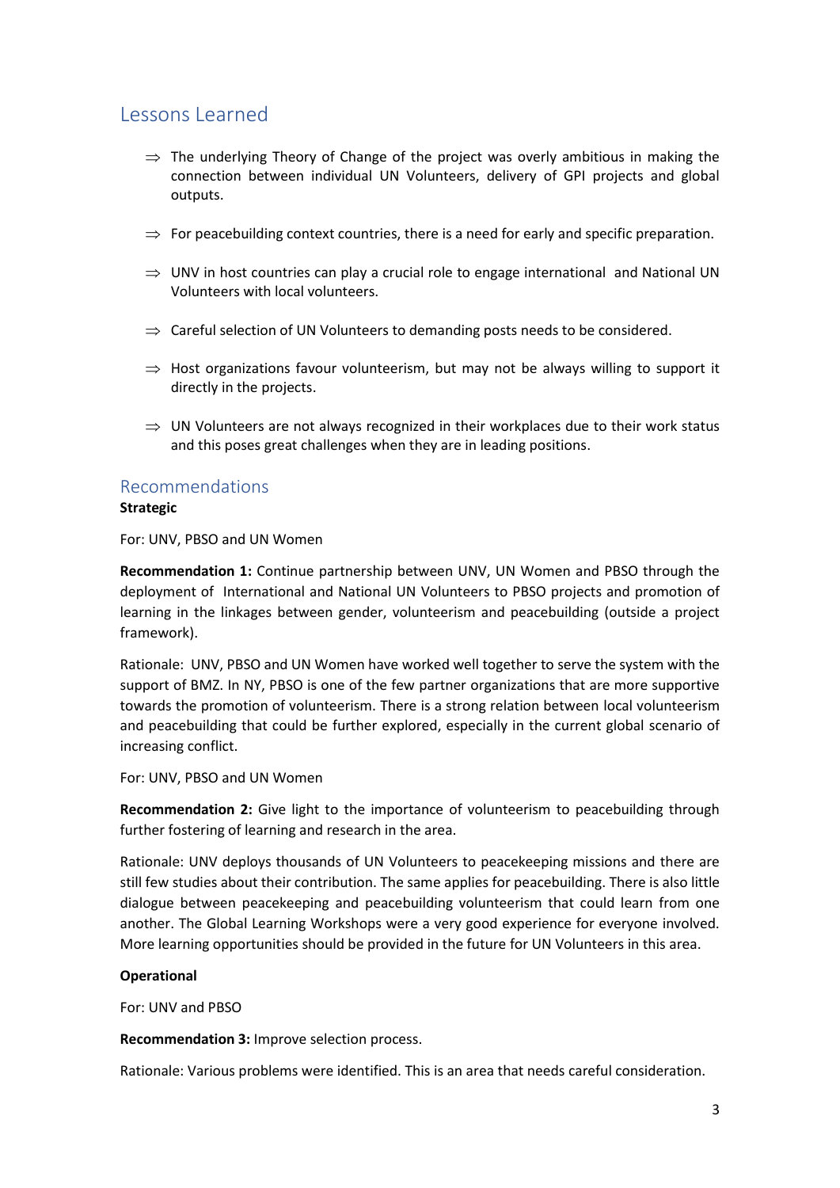## Lessons Learned

- ⇒ The underlying Theory of Change of the project was overly ambitious in making the connection between individual UN Volunteers, delivery of GPI projects and global outputs.
- ⇒ For peacebuilding context countries, there is a need for early and specific preparation.
- ⇒ UNV in host countries can play a crucial role to engage international and National UN Volunteers with local volunteers.
- ⇒ Careful selection of UN Volunteers to demanding posts needs to be considered.
- ⇒ Host organizations favour volunteerism, but may not be always willing to support it directly in the projects.
- ⇒ UN Volunteers are not always recognized in their workplaces due to their work status and this poses great challenges when they are in leading positions.

## Recommendations

**Strategic**

For: UNV, PBSO and UN Women

**Recommendation 1:** Continue partnership between UNV, UN Women and PBSO through the deployment of International and National UN Volunteers to PBSO projects and promotion of learning in the linkages between gender, volunteerism and peacebuilding (outside a project framework).

Rationale: UNV, PBSO and UN Women have worked well together to serve the system with the support of BMZ. In NY, PBSO is one of the few partner organizations that are more supportive towards the promotion of volunteerism. There is a strong relation between local volunteerism and peacebuilding that could be further explored, especially in the current global scenario of increasing conflict.

For: UNV, PBSO and UN Women

**Recommendation 2:** Give light to the importance of volunteerism to peacebuilding through further fostering of learning and research in the area.

Rationale: UNV deploys thousands of UN Volunteers to peacekeeping missions and there are still few studies about their contribution. The same applies for peacebuilding. There is also little dialogue between peacekeeping and peacebuilding volunteerism that could learn from one another. The Global Learning Workshops were a very good experience for everyone involved. More learning opportunities should be provided in the future for UN Volunteers in this area.

**Operational**

For: UNV and PBSO

**Recommendation 3:** Improve selection process.

Rationale: Various problems were identified. This is an area that needs careful consideration.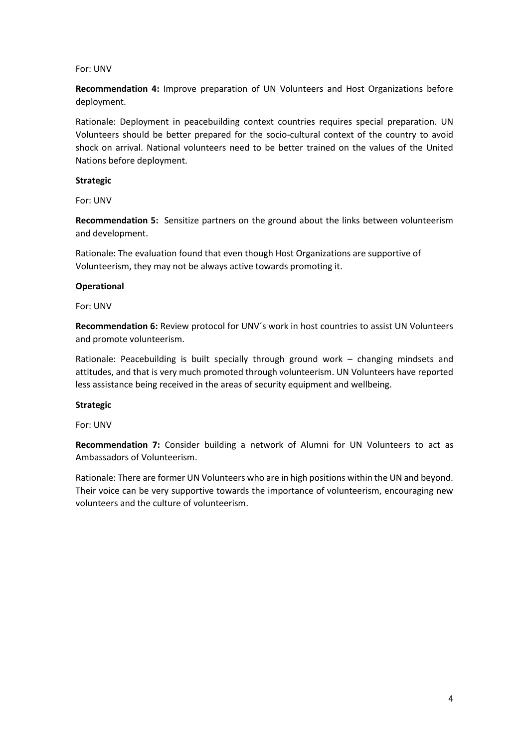For: UNV

**Recommendation 4:** Improve preparation of UN Volunteers and Host Organizations before deployment.

Rationale: Deployment in peacebuilding context countries requires special preparation. UN Volunteers should be better prepared for the socio-cultural context of the country to avoid shock on arrival. National volunteers need to be better trained on the values of the United Nations before deployment.

**Strategic**

For: UNV

**Recommendation 5:** Sensitize partners on the ground about the links between volunteerism and development.

Rationale: The evaluation found that even though Host Organizations are supportive of Volunteerism, they may not be always active towards promoting it.

**Operational**

For: UNV

**Recommendation 6:** Review protocol for UNV´s work in host countries to assist UN Volunteers and promote volunteerism.

Rationale: Peacebuilding is built specially through ground work – changing mindsets and attitudes, and that is very much promoted through volunteerism. UN Volunteers have reported less assistance being received in the areas of security equipment and wellbeing.

**Strategic**

For: UNV

**Recommendation 7:** Consider building a network of Alumni for UN Volunteers to act as Ambassadors of Volunteerism.

Rationale: There are former UN Volunteers who are in high positions within the UN and beyond. Their voice can be very supportive towards the importance of volunteerism, encouraging new volunteers and the culture of volunteerism.